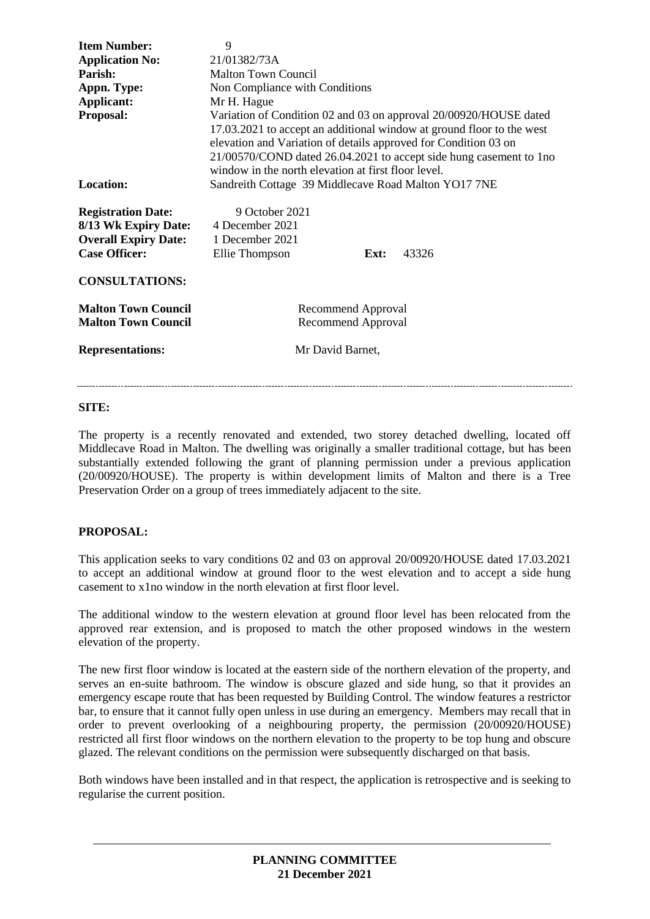| | | | |
|---|---|---|---|
| **Item Number:** | 9 | | |
| **Application No:** | 21/01382/73A | | |
| **Parish:** | Malton Town Council | | |
| **Appn. Type:** | Non Compliance with Conditions | | |
| **Applicant:** | Mr H. Hague | | |
| **Proposal:** | Variation of Condition 02 and 03 on approval 20/00920/HOUSE dated 17.03.2021 to accept an additional window at ground floor to the west elevation and Variation of details approved for Condition 03 on 21/00570/COND dated 26.04.2021 to accept side hung casement to 1no window in the north elevation at first floor level. | | |
| **Location:** | Sandreith Cottage 39 Middlecave Road Malton YO17 7NE | | |
| **Registration Date:** | 9 October 2021 | | |
| **8/13 Wk Expiry Date:** | 4 December 2021 | | |
| **Overall Expiry Date:** | 1 December 2021 | | |
| **Case Officer:** | Ellie Thompson | **Ext:** | 43326 |

**CONSULTATIONS:**

| | |
|---|---|
| **Malton Town Council** | Recommend Approval |
| **Malton Town Council** | Recommend Approval |

**Representations:** Mr David Barnet,

**SITE:**

The property is a recently renovated and extended, two storey detached dwelling, located off Middlecave Road in Malton. The dwelling was originally a smaller traditional cottage, but has been substantially extended following the grant of planning permission under a previous application (20/00920/HOUSE). The property is within development limits of Malton and there is a Tree Preservation Order on a group of trees immediately adjacent to the site.

**PROPOSAL:**

This application seeks to vary conditions 02 and 03 on approval 20/00920/HOUSE dated 17.03.2021 to accept an additional window at ground floor to the west elevation and to accept a side hung casement to x1no window in the north elevation at first floor level.

The additional window to the western elevation at ground floor level has been relocated from the approved rear extension, and is proposed to match the other proposed windows in the western elevation of the property.

The new first floor window is located at the eastern side of the northern elevation of the property, and serves an en-suite bathroom. The window is obscure glazed and side hung, so that it provides an emergency escape route that has been requested by Building Control. The window features a restrictor bar, to ensure that it cannot fully open unless in use during an emergency. Members may recall that in order to prevent overlooking of a neighbouring property, the permission (20/00920/HOUSE) restricted all first floor windows on the northern elevation to the property to be top hung and obscure glazed. The relevant conditions on the permission were subsequently discharged on that basis.

Both windows have been installed and in that respect, the application is retrospective and is seeking to regularise the current position.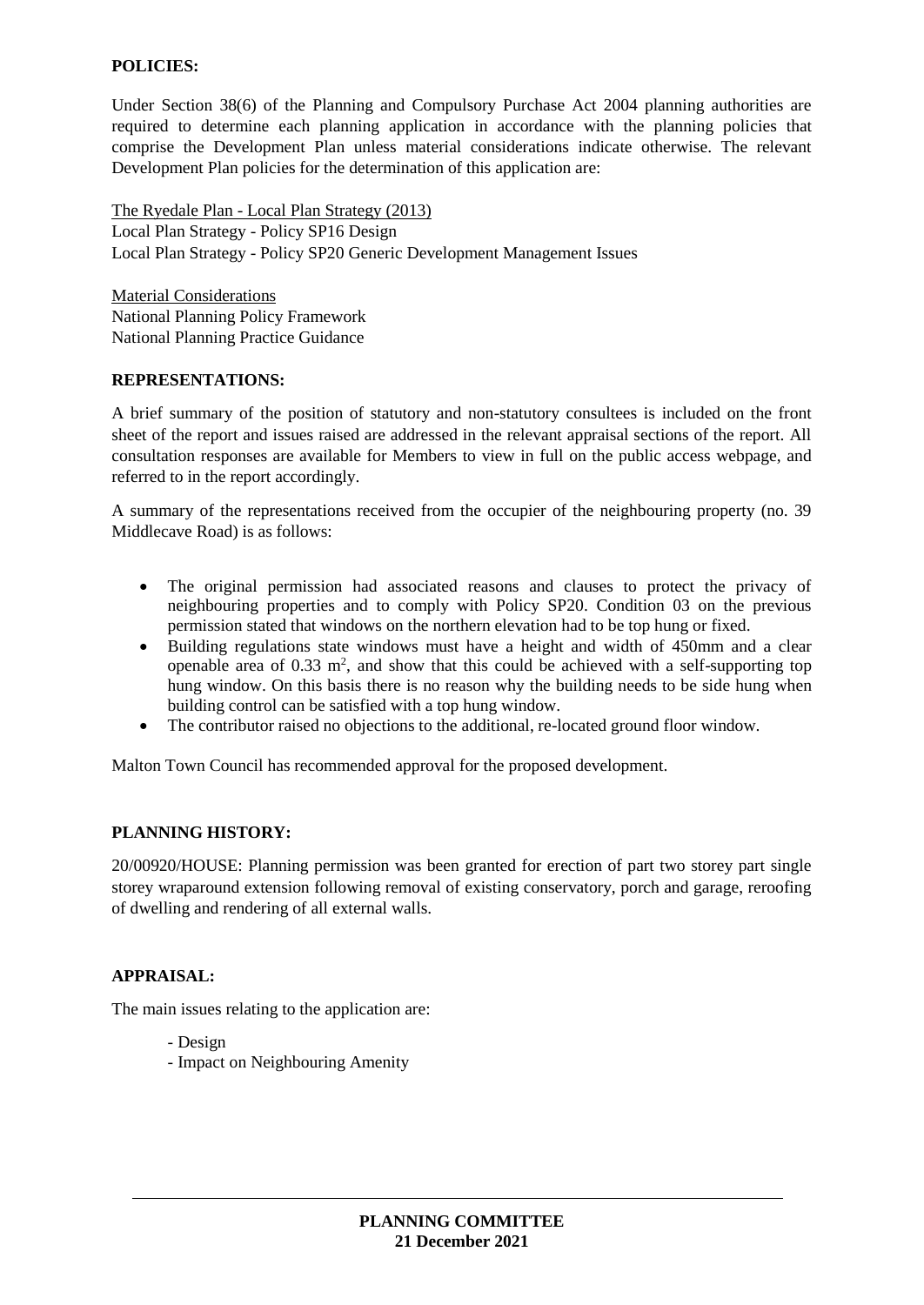**POLICIES:**

Under Section 38(6) of the Planning and Compulsory Purchase Act 2004 planning authorities are required to determine each planning application in accordance with the planning policies that comprise the Development Plan unless material considerations indicate otherwise. The relevant Development Plan policies for the determination of this application are:

The Ryedale Plan - Local Plan Strategy (2013)
Local Plan Strategy - Policy SP16 Design
Local Plan Strategy - Policy SP20 Generic Development Management Issues

Material Considerations
National Planning Policy Framework
National Planning Practice Guidance

**REPRESENTATIONS:**

A brief summary of the position of statutory and non-statutory consultees is included on the front sheet of the report and issues raised are addressed in the relevant appraisal sections of the report. All consultation responses are available for Members to view in full on the public access webpage, and referred to in the report accordingly.

A summary of the representations received from the occupier of the neighbouring property (no. 39 Middlecave Road) is as follows:

- The original permission had associated reasons and clauses to protect the privacy of neighbouring properties and to comply with Policy SP20. Condition 03 on the previous permission stated that windows on the northern elevation had to be top hung or fixed.
- Building regulations state windows must have a height and width of 450mm and a clear openable area of 0.33 m$^2$, and show that this could be achieved with a self-supporting top hung window. On this basis there is no reason why the building needs to be side hung when building control can be satisfied with a top hung window.
- The contributor raised no objections to the additional, re-located ground floor window.

Malton Town Council has recommended approval for the proposed development.

**PLANNING HISTORY:**

20/00920/HOUSE: Planning permission was been granted for erection of part two storey part single storey wraparound extension following removal of existing conservatory, porch and garage, reroofing of dwelling and rendering of all external walls.

**APPRAISAL:**

The main issues relating to the application are:

- Design
- Impact on Neighbouring Amenity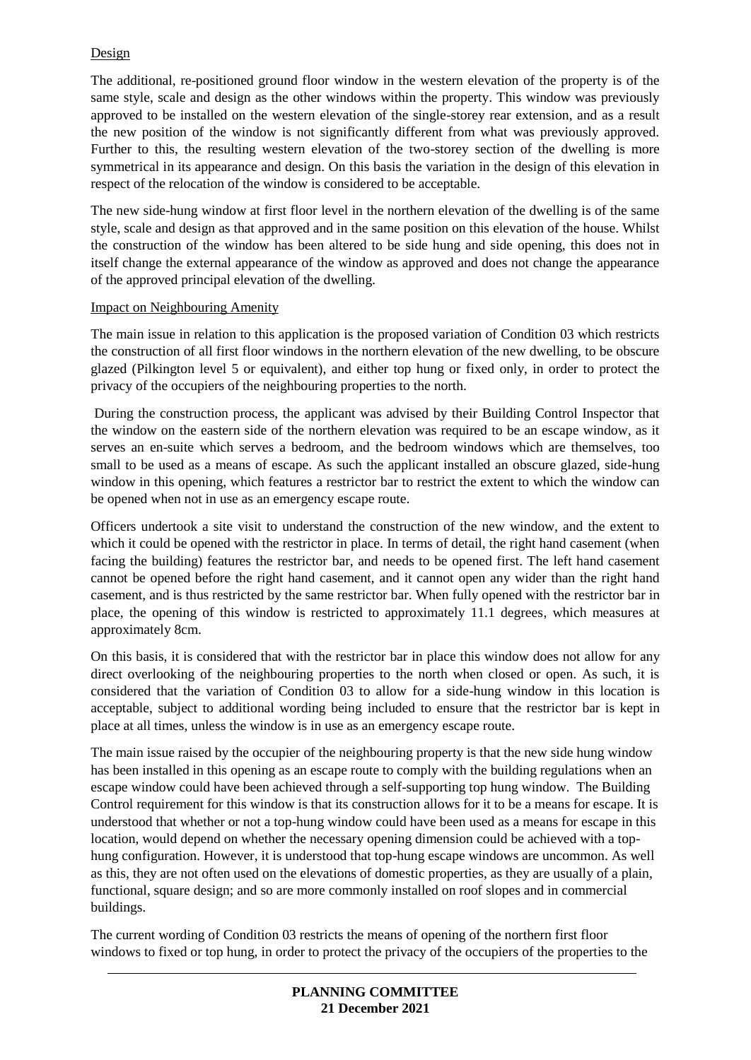Design

The additional, re-positioned ground floor window in the western elevation of the property is of the same style, scale and design as the other windows within the property. This window was previously approved to be installed on the western elevation of the single-storey rear extension, and as a result the new position of the window is not significantly different from what was previously approved. Further to this, the resulting western elevation of the two-storey section of the dwelling is more symmetrical in its appearance and design. On this basis the variation in the design of this elevation in respect of the relocation of the window is considered to be acceptable.

The new side-hung window at first floor level in the northern elevation of the dwelling is of the same style, scale and design as that approved and in the same position on this elevation of the house. Whilst the construction of the window has been altered to be side hung and side opening, this does not in itself change the external appearance of the window as approved and does not change the appearance of the approved principal elevation of the dwelling.

Impact on Neighbouring Amenity

The main issue in relation to this application is the proposed variation of Condition 03 which restricts the construction of all first floor windows in the northern elevation of the new dwelling, to be obscure glazed (Pilkington level 5 or equivalent), and either top hung or fixed only, in order to protect the privacy of the occupiers of the neighbouring properties to the north.

During the construction process, the applicant was advised by their Building Control Inspector that the window on the eastern side of the northern elevation was required to be an escape window, as it serves an en-suite which serves a bedroom, and the bedroom windows which are themselves, too small to be used as a means of escape. As such the applicant installed an obscure glazed, side-hung window in this opening, which features a restrictor bar to restrict the extent to which the window can be opened when not in use as an emergency escape route.

Officers undertook a site visit to understand the construction of the new window, and the extent to which it could be opened with the restrictor in place. In terms of detail, the right hand casement (when facing the building) features the restrictor bar, and needs to be opened first. The left hand casement cannot be opened before the right hand casement, and it cannot open any wider than the right hand casement, and is thus restricted by the same restrictor bar. When fully opened with the restrictor bar in place, the opening of this window is restricted to approximately 11.1 degrees, which measures at approximately 8cm.

On this basis, it is considered that with the restrictor bar in place this window does not allow for any direct overlooking of the neighbouring properties to the north when closed or open. As such, it is considered that the variation of Condition 03 to allow for a side-hung window in this location is acceptable, subject to additional wording being included to ensure that the restrictor bar is kept in place at all times, unless the window is in use as an emergency escape route.

The main issue raised by the occupier of the neighbouring property is that the new side hung window has been installed in this opening as an escape route to comply with the building regulations when an escape window could have been achieved through a self-supporting top hung window. The Building Control requirement for this window is that its construction allows for it to be a means for escape. It is understood that whether or not a top-hung window could have been used as a means for escape in this location, would depend on whether the necessary opening dimension could be achieved with a top-hung configuration. However, it is understood that top-hung escape windows are uncommon. As well as this, they are not often used on the elevations of domestic properties, as they are usually of a plain, functional, square design; and so are more commonly installed on roof slopes and in commercial buildings.

The current wording of Condition 03 restricts the means of opening of the northern first floor windows to fixed or top hung, in order to protect the privacy of the occupiers of the properties to the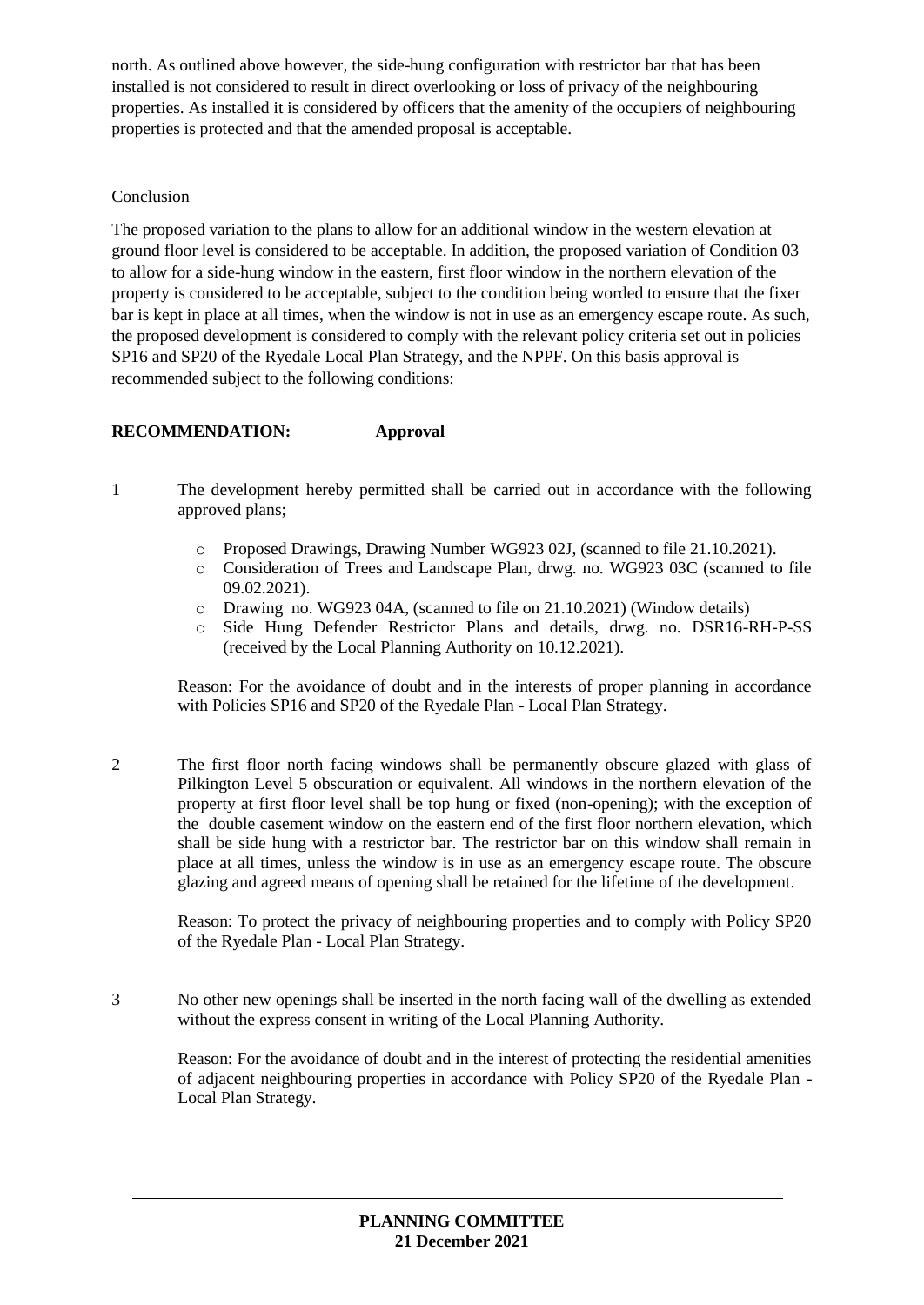north. As outlined above however, the side-hung configuration with restrictor bar that has been installed is not considered to result in direct overlooking or loss of privacy of the neighbouring properties. As installed it is considered by officers that the amenity of the occupiers of neighbouring properties is protected and that the amended proposal is acceptable.

Conclusion

The proposed variation to the plans to allow for an additional window in the western elevation at ground floor level is considered to be acceptable. In addition, the proposed variation of Condition 03 to allow for a side-hung window in the eastern, first floor window in the northern elevation of the property is considered to be acceptable, subject to the condition being worded to ensure that the fixer bar is kept in place at all times, when the window is not in use as an emergency escape route. As such, the proposed development is considered to comply with the relevant policy criteria set out in policies SP16 and SP20 of the Ryedale Local Plan Strategy, and the NPPF. On this basis approval is recommended subject to the following conditions:

**RECOMMENDATION: Approval**

1 The development hereby permitted shall be carried out in accordance with the following approved plans;

- Proposed Drawings, Drawing Number WG923 02J, (scanned to file 21.10.2021).
- Consideration of Trees and Landscape Plan, drwg. no. WG923 03C (scanned to file 09.02.2021).
- Drawing no. WG923 04A, (scanned to file on 21.10.2021) (Window details)
- Side Hung Defender Restrictor Plans and details, drwg. no. DSR16-RH-P-SS (received by the Local Planning Authority on 10.12.2021).

Reason: For the avoidance of doubt and in the interests of proper planning in accordance with Policies SP16 and SP20 of the Ryedale Plan - Local Plan Strategy.

2 The first floor north facing windows shall be permanently obscure glazed with glass of Pilkington Level 5 obscuration or equivalent. All windows in the northern elevation of the property at first floor level shall be top hung or fixed (non-opening); with the exception of the double casement window on the eastern end of the first floor northern elevation, which shall be side hung with a restrictor bar. The restrictor bar on this window shall remain in place at all times, unless the window is in use as an emergency escape route. The obscure glazing and agreed means of opening shall be retained for the lifetime of the development.

Reason: To protect the privacy of neighbouring properties and to comply with Policy SP20 of the Ryedale Plan - Local Plan Strategy.

3 No other new openings shall be inserted in the north facing wall of the dwelling as extended without the express consent in writing of the Local Planning Authority.

Reason: For the avoidance of doubt and in the interest of protecting the residential amenities of adjacent neighbouring properties in accordance with Policy SP20 of the Ryedale Plan - Local Plan Strategy.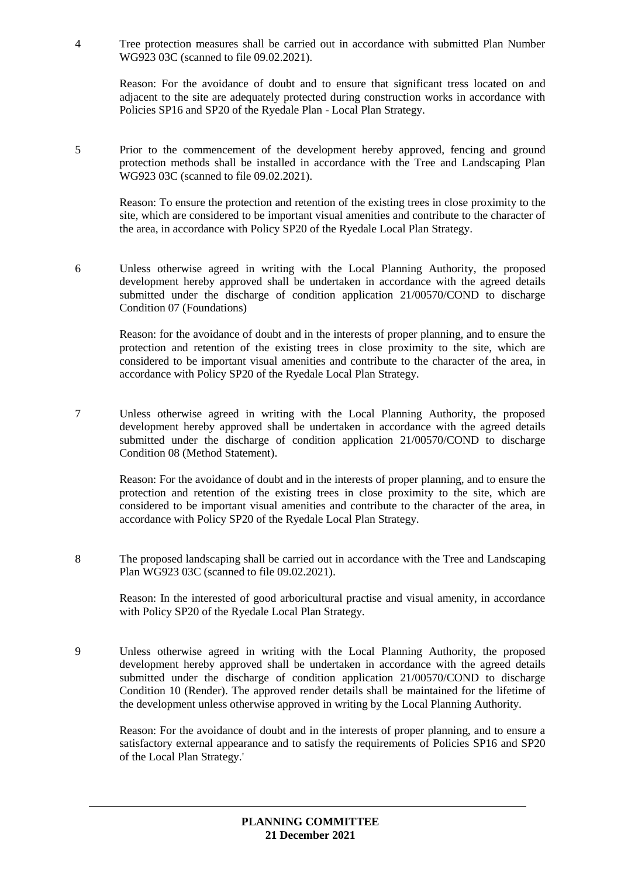4 Tree protection measures shall be carried out in accordance with submitted Plan Number WG923 03C (scanned to file 09.02.2021).

Reason: For the avoidance of doubt and to ensure that significant tress located on and adjacent to the site are adequately protected during construction works in accordance with Policies SP16 and SP20 of the Ryedale Plan - Local Plan Strategy.

5 Prior to the commencement of the development hereby approved, fencing and ground protection methods shall be installed in accordance with the Tree and Landscaping Plan WG923 03C (scanned to file 09.02.2021).

Reason: To ensure the protection and retention of the existing trees in close proximity to the site, which are considered to be important visual amenities and contribute to the character of the area, in accordance with Policy SP20 of the Ryedale Local Plan Strategy.

6 Unless otherwise agreed in writing with the Local Planning Authority, the proposed development hereby approved shall be undertaken in accordance with the agreed details submitted under the discharge of condition application 21/00570/COND to discharge Condition 07 (Foundations)

Reason: for the avoidance of doubt and in the interests of proper planning, and to ensure the protection and retention of the existing trees in close proximity to the site, which are considered to be important visual amenities and contribute to the character of the area, in accordance with Policy SP20 of the Ryedale Local Plan Strategy.

7 Unless otherwise agreed in writing with the Local Planning Authority, the proposed development hereby approved shall be undertaken in accordance with the agreed details submitted under the discharge of condition application 21/00570/COND to discharge Condition 08 (Method Statement).

Reason: For the avoidance of doubt and in the interests of proper planning, and to ensure the protection and retention of the existing trees in close proximity to the site, which are considered to be important visual amenities and contribute to the character of the area, in accordance with Policy SP20 of the Ryedale Local Plan Strategy.

8 The proposed landscaping shall be carried out in accordance with the Tree and Landscaping Plan WG923 03C (scanned to file 09.02.2021).

Reason: In the interested of good arboricultural practise and visual amenity, in accordance with Policy SP20 of the Ryedale Local Plan Strategy.

9 Unless otherwise agreed in writing with the Local Planning Authority, the proposed development hereby approved shall be undertaken in accordance with the agreed details submitted under the discharge of condition application 21/00570/COND to discharge Condition 10 (Render). The approved render details shall be maintained for the lifetime of the development unless otherwise approved in writing by the Local Planning Authority.

Reason: For the avoidance of doubt and in the interests of proper planning, and to ensure a satisfactory external appearance and to satisfy the requirements of Policies SP16 and SP20 of the Local Plan Strategy.'